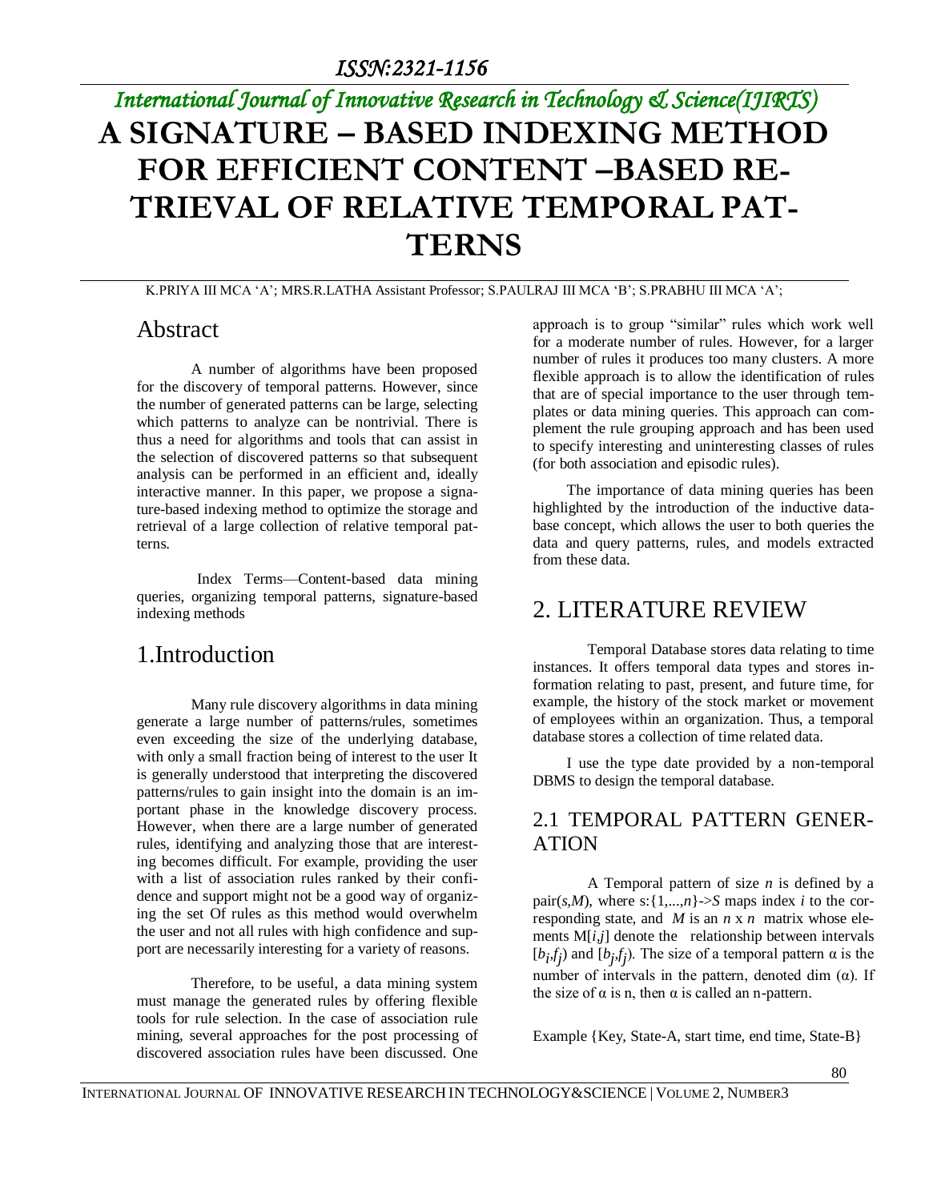# A SIGNATURE – BASED INDEXING METHOD FOR EFFICIENT CONTENT –BASED RETRIEVAL OF RELATIVE TEMPORAL PATTERNS

K.PRIYA III MCA 'A'; MRS.R.LATHA Assistant Professor; S.PAULRAJ III MCA 'B'; S.PRABHU III MCA 'A';

## Abstract

A number of algorithms have been proposed for the discovery of temporal patterns. However, since the number of generated patterns can be large, selecting which patterns to analyze can be nontrivial. There is thus a need for algorithms and tools that can assist in the selection of discovered patterns so that subsequent analysis can be performed in an efficient and, ideally interactive manner. In this paper, we propose a signature-based indexing method to optimize the storage and retrieval of a large collection of relative temporal patterns.

Index Terms—Content-based data mining queries, organizing temporal patterns, signature-based indexing methods

## 1.Introduction

Many rule discovery algorithms in data mining generate a large number of patterns/rules, sometimes even exceeding the size of the underlying database, with only a small fraction being of interest to the user It is generally understood that interpreting the discovered patterns/rules to gain insight into the domain is an important phase in the knowledge discovery process. However, when there are a large number of generated rules, identifying and analyzing those that are interesting becomes difficult. For example, providing the user with a list of association rules ranked by their confidence and support might not be a good way of organizing the set Of rules as this method would overwhelm the user and not all rules with high confidence and support are necessarily interesting for a variety of reasons.

Therefore, to be useful, a data mining system must manage the generated rules by offering flexible tools for rule selection. In the case of association rule mining, several approaches for the post processing of discovered association rules have been discussed. One approach is to group "similar" rules which work well for a moderate number of rules. However, for a larger number of rules it produces too many clusters. A more flexible approach is to allow the identification of rules that are of special importance to the user through templates or data mining queries. This approach can complement the rule grouping approach and has been used to specify interesting and uninteresting classes of rules (for both association and episodic rules).

The importance of data mining queries has been highlighted by the introduction of the inductive database concept, which allows the user to both queries the data and query patterns, rules, and models extracted from these data.

## 2. LITERATURE REVIEW

Temporal Database stores data relating to time instances. It offers temporal data types and stores information relating to past, present, and future time, for example, the history of the stock market or movement of employees within an organization. Thus, a temporal database stores a collection of time related data.

I use the type date provided by a non-temporal DBMS to design the temporal database.

### 2.1 TEMPORAL PATTERN GENERATION

A Temporal pattern of size $n$ is defined by a pair$(s,M)$, where $s:\{1,...,n\}\text{->}S$ maps index $i$ to the corresponding state, and $M$ is an $n \times n$ matrix whose elements $M[i,j]$ denote the relationship between intervals $[b_i,f_j)$ and $[b_j,f_j)$. The size of a temporal pattern $\alpha$ is the number of intervals in the pattern, denoted dim $(\alpha)$. If the size of $\alpha$ is n, then $\alpha$ is called an n-pattern.

Example {Key, State-A, start time, end time, State-B}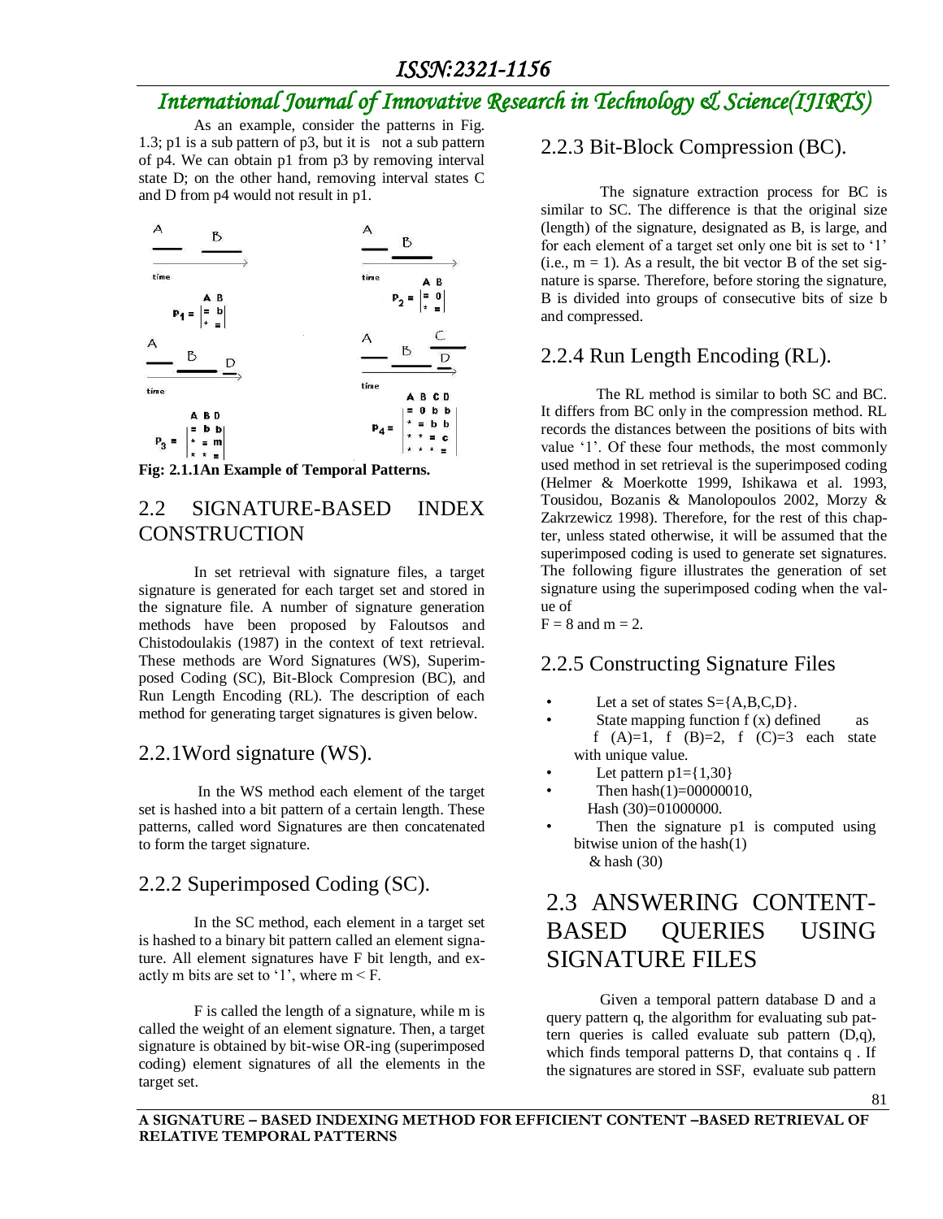As an example, consider the patterns in Fig. 1.3; p1 is a sub pattern of p3, but it is not a sub pattern of p4. We can obtain p1 from p3 by removing interval state D; on the other hand, removing interval states C and D from p4 would not result in p1.

**Fig: 2.1.1An Example of Temporal Patterns.**

## 2.2 SIGNATURE-BASED INDEX CONSTRUCTION

In set retrieval with signature files, a target signature is generated for each target set and stored in the signature file. A number of signature generation methods have been proposed by Faloutsos and Chistodoulakis (1987) in the context of text retrieval. These methods are Word Signatures (WS), Superimposed Coding (SC), Bit-Block Compresion (BC), and Run Length Encoding (RL). The description of each method for generating target signatures is given below.

### 2.2.1Word signature (WS).

In the WS method each element of the target set is hashed into a bit pattern of a certain length. These patterns, called word Signatures are then concatenated to form the target signature.

### 2.2.2 Superimposed Coding (SC).

In the SC method, each element in a target set is hashed to a binary bit pattern called an element signature. All element signatures have F bit length, and exactly m bits are set to '1', where m < F.

F is called the length of a signature, while m is called the weight of an element signature. Then, a target signature is obtained by bit-wise OR-ing (superimposed coding) element signatures of all the elements in the target set.

### 2.2.3 Bit-Block Compression (BC).

The signature extraction process for BC is similar to SC. The difference is that the original size (length) of the signature, designated as B, is large, and for each element of a target set only one bit is set to '1' (i.e., m = 1). As a result, the bit vector B of the set signature is sparse. Therefore, before storing the signature, B is divided into groups of consecutive bits of size b and compressed.

### 2.2.4 Run Length Encoding (RL).

The RL method is similar to both SC and BC. It differs from BC only in the compression method. RL records the distances between the positions of bits with value '1'. Of these four methods, the most commonly used method in set retrieval is the superimposed coding (Helmer & Moerkotte 1999, Ishikawa et al. 1993, Tousidou, Bozanis & Manolopoulos 2002, Morzy & Zakrzewicz 1998). Therefore, for the rest of this chapter, unless stated otherwise, it will be assumed that the superimposed coding is used to generate set signatures. The following figure illustrates the generation of set signature using the superimposed coding when the value of

F = 8 and m = 2.

### 2.2.5 Constructing Signature Files

- Let a set of states S={A,B,C,D}.
- State mapping function f (x) defined as f (A)=1, f (B)=2, f (C)=3 each state with unique value.
- Let pattern p1={1,30}
- Then hash(1)=00000010, Hash (30)=01000000.
- Then the signature p1 is computed using bitwise union of the hash(1) & hash (30)

## 2.3 ANSWERING CONTENT-BASED QUERIES USING SIGNATURE FILES

Given a temporal pattern database D and a query pattern q, the algorithm for evaluating sub pattern queries is called evaluate sub pattern (D,q), which finds temporal patterns D, that contains q . If the signatures are stored in SSF, evaluate sub pattern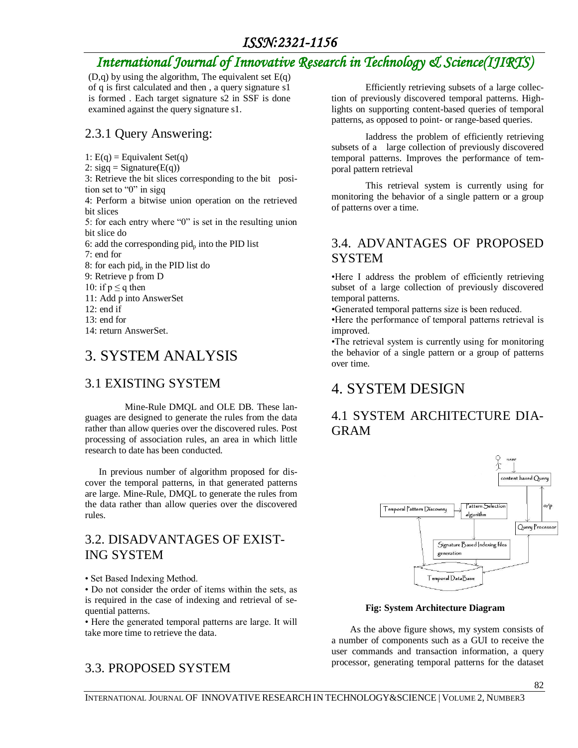(D,q) by using the algorithm, The equivalent set E(q) of q is first calculated and then , a query signature s1 is formed . Each target signature s2 in SSF is done examined against the query signature s1.

### 2.3.1 Query Answering:

1: E(q) = Equivalent Set(q)
2: sigq = Signature(E(q))
3: Retrieve the bit slices corresponding to the bit position set to "0" in sigq
4: Perform a bitwise union operation on the retrieved bit slices
5: for each entry where "0" is set in the resulting union bit slice do
6: add the corresponding $pid_p$ into the PID list
7: end for
8: for each $pid_p$ in the PID list do
9: Retrieve p from D
10: if $p \leq q$ then
11: Add p into AnswerSet
12: end if
13: end for
14: return AnswerSet.

## 3. SYSTEM ANALYSIS

### 3.1 EXISTING SYSTEM

Mine-Rule DMQL and OLE DB. These languages are designed to generate the rules from the data rather than allow queries over the discovered rules. Post processing of association rules, an area in which little research to date has been conducted.

In previous number of algorithm proposed for discover the temporal patterns, in that generated patterns are large. Mine-Rule, DMQL to generate the rules from the data rather than allow queries over the discovered rules.

### 3.2. DISADVANTAGES OF EXISTING SYSTEM

• Set Based Indexing Method.
• Do not consider the order of items within the sets, as is required in the case of indexing and retrieval of sequential patterns.
• Here the generated temporal patterns are large. It will take more time to retrieve the data.

### 3.3. PROPOSED SYSTEM

Efficiently retrieving subsets of a large collection of previously discovered temporal patterns. Highlights on supporting content-based queries of temporal patterns, as opposed to point- or range-based queries.

Iaddress the problem of efficiently retrieving subsets of a large collection of previously discovered temporal patterns. Improves the performance of temporal pattern retrieval

This retrieval system is currently using for monitoring the behavior of a single pattern or a group of patterns over a time.

### 3.4. ADVANTAGES OF PROPOSED SYSTEM

•Here I address the problem of efficiently retrieving subset of a large collection of previously discovered temporal patterns.
•Generated temporal patterns size is been reduced.
•Here the performance of temporal patterns retrieval is improved.
•The retrieval system is currently using for monitoring the behavior of a single pattern or a group of patterns over time.

## 4. SYSTEM DESIGN

### 4.1 SYSTEM ARCHITECTURE DIAGRAM

user → content based Query → Query Processor → o/p; Temporal Pattern Discovery → Pattern Selection algorithm → Signature Based Indexing files generation → Temporal DataBase

**Fig: System Architecture Diagram**

As the above figure shows, my system consists of a number of components such as a GUI to receive the user commands and transaction information, a query processor, generating temporal patterns for the dataset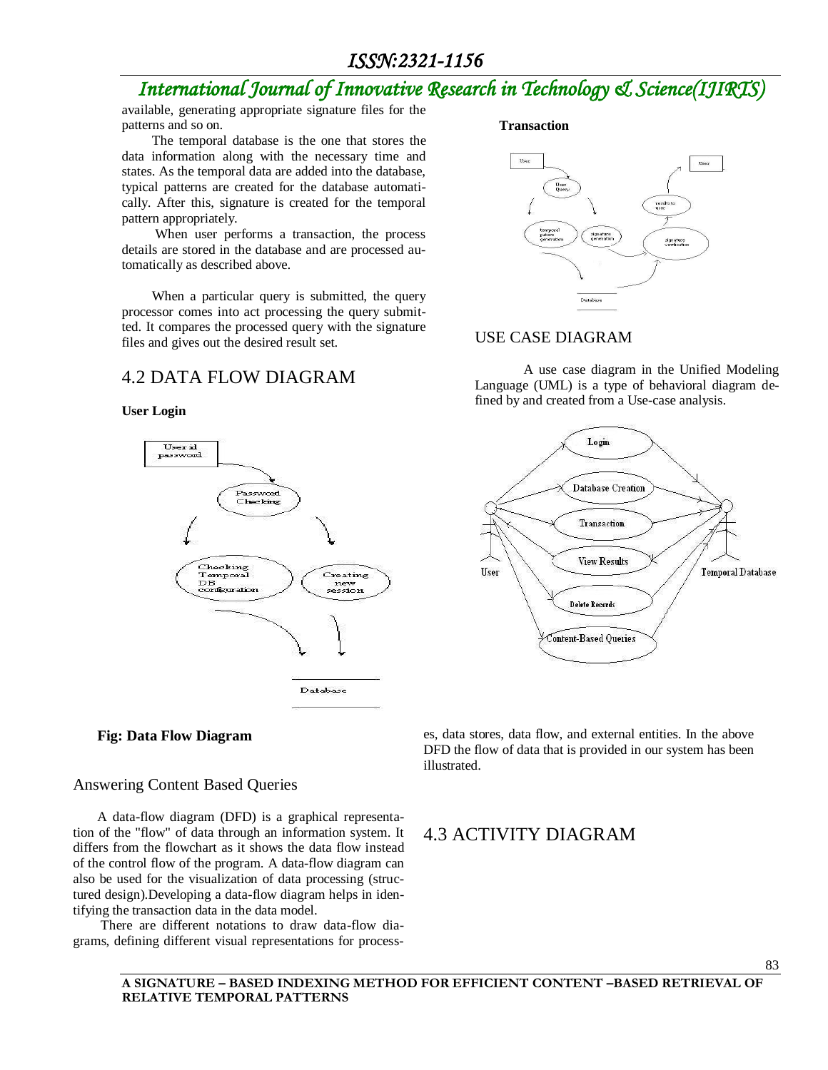available, generating appropriate signature files for the patterns and so on.

The temporal database is the one that stores the data information along with the necessary time and states. As the temporal data are added into the database, typical patterns are created for the database automatically. After this, signature is created for the temporal pattern appropriately.

When user performs a transaction, the process details are stored in the database and are processed automatically as described above.

When a particular query is submitted, the query processor comes into act processing the query submitted. It compares the processed query with the signature files and gives out the desired result set.

## 4.2 DATA FLOW DIAGRAM

**User Login**

**Fig: Data Flow Diagram**

### Answering Content Based Queries

A data-flow diagram (DFD) is a graphical representation of the "flow" of data through an information system. It differs from the flowchart as it shows the data flow instead of the control flow of the program. A data-flow diagram can also be used for the visualization of data processing (structured design).Developing a data-flow diagram helps in identifying the transaction data in the data model.

There are different notations to draw data-flow diagrams, defining different visual representations for processes, data stores, data flow, and external entities. In the above DFD the flow of data that is provided in our system has been illustrated.

**Transaction**

### USE CASE DIAGRAM

A use case diagram in the Unified Modeling Language (UML) is a type of behavioral diagram defined by and created from a Use-case analysis.

## 4.3 ACTIVITY DIAGRAM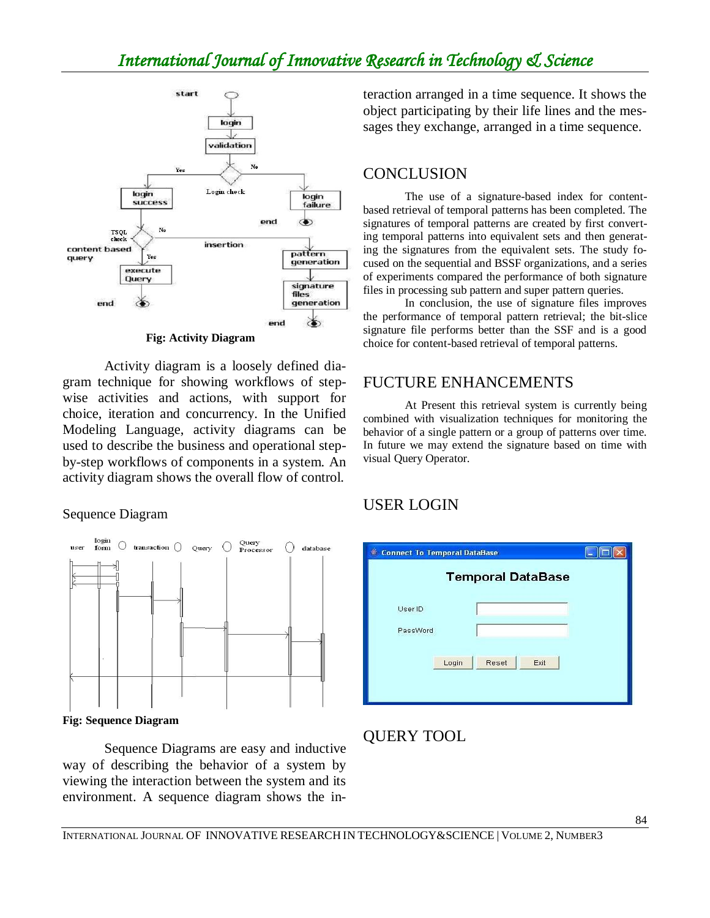Fig: Activity Diagram

Activity diagram is a loosely defined diagram technique for showing workflows of stepwise activities and actions, with support for choice, iteration and concurrency. In the Unified Modeling Language, activity diagrams can be used to describe the business and operational step-by-step workflows of components in a system. An activity diagram shows the overall flow of control.

Sequence Diagram

Fig: Sequence Diagram

Sequence Diagrams are easy and inductive way of describing the behavior of a system by viewing the interaction between the system and its environment. A sequence diagram shows the interaction arranged in a time sequence. It shows the object participating by their life lines and the messages they exchange, arranged in a time sequence.

## CONCLUSION

The use of a signature-based index for content-based retrieval of temporal patterns has been completed. The signatures of temporal patterns are created by first converting temporal patterns into equivalent sets and then generating the signatures from the equivalent sets. The study focused on the sequential and BSSF organizations, and a series of experiments compared the performance of both signature files in processing sub pattern and super pattern queries.

In conclusion, the use of signature files improves the performance of temporal pattern retrieval; the bit-slice signature file performs better than the SSF and is a good choice for content-based retrieval of temporal patterns.

## FUCTURE ENHANCEMENTS

At Present this retrieval system is currently being combined with visualization techniques for monitoring the behavior of a single pattern or a group of patterns over time. In future we may extend the signature based on time with visual Query Operator.

## USER LOGIN

## QUERY TOOL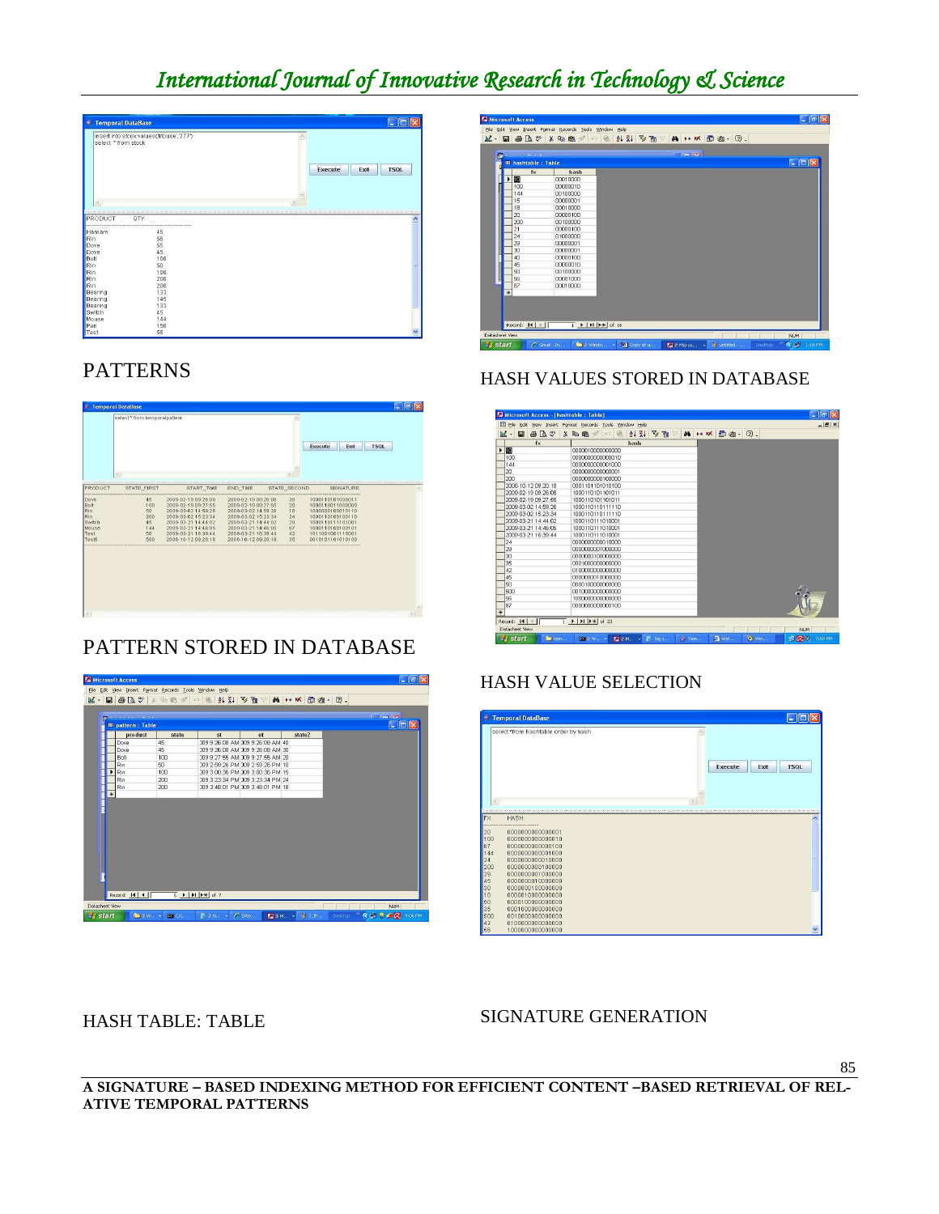PATTERNS

HASH VALUES STORED IN DATABASE

PATTERN STORED IN DATABASE

HASH VALUE SELECTION

HASH TABLE: TABLE

SIGNATURE GENERATION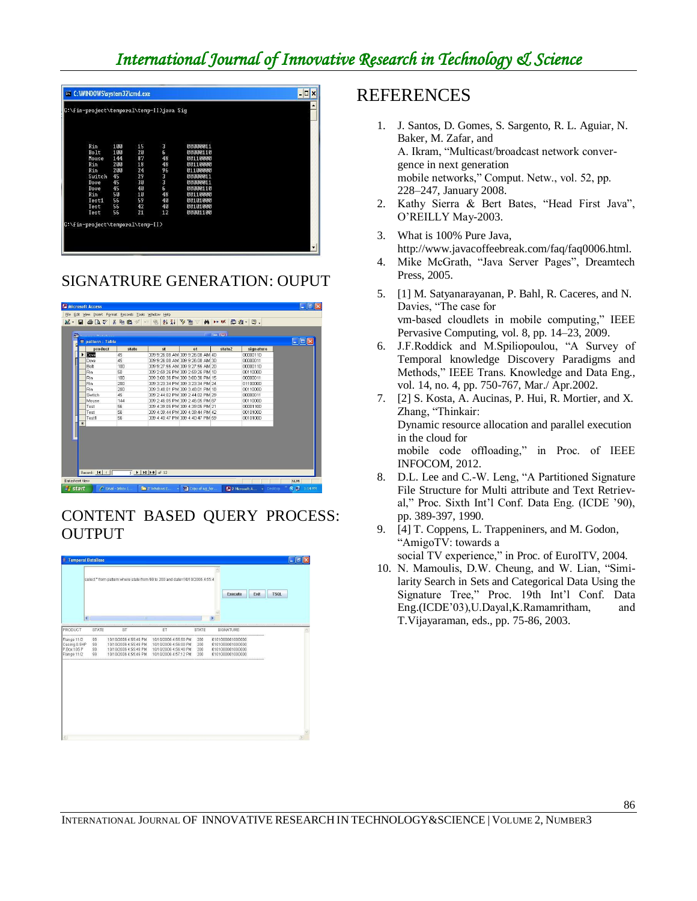SIGNATRURE GENERATION: OUPUT

CONTENT BASED QUERY PROCESS: OUTPUT

# REFERENCES

1. J. Santos, D. Gomes, S. Sargento, R. L. Aguiar, N. Baker, M. Zafar, and A. Ikram, "Multicast/broadcast network convergence in next generation mobile networks," Comput. Netw., vol. 52, pp. 228–247, January 2008.
2. Kathy Sierra & Bert Bates, "Head First Java", O'REILLY May-2003.
3. What is 100% Pure Java, http://www.javacoffeebreak.com/faq/faq0006.html.
4. Mike McGrath, "Java Server Pages", Dreamtech Press, 2005.
5. [1] M. Satyanarayanan, P. Bahl, R. Caceres, and N. Davies, "The case for vm-based cloudlets in mobile computing," IEEE Pervasive Computing, vol. 8, pp. 14–23, 2009.
6. J.F.Roddick and M.Spiliopoulou, "A Survey of Temporal knowledge Discovery Paradigms and Methods," IEEE Trans. Knowledge and Data Eng., vol. 14, no. 4, pp. 750-767, Mar./ Apr.2002.
7. [2] S. Kosta, A. Aucinas, P. Hui, R. Mortier, and X. Zhang, "Thinkair: Dynamic resource allocation and parallel execution in the cloud for mobile code offloading," in Proc. of IEEE INFOCOM, 2012.
8. D.L. Lee and C.-W. Leng, "A Partitioned Signature File Structure for Multi attribute and Text Retrieval," Proc. Sixth Int'l Conf. Data Eng. (ICDE '90), pp. 389-397, 1990.
9. [4] T. Coppens, L. Trappeniners, and M. Godon, "AmigoTV: towards a social TV experience," in Proc. of EuroITV, 2004.
10. N. Mamoulis, D.W. Cheung, and W. Lian, "Similarity Search in Sets and Categorical Data Using the Signature Tree," Proc. 19th Int'l Conf. Data Eng.(ICDE'03),U.Dayal,K.Ramamritham, and T.Vijayaraman, eds., pp. 75-86, 2003.